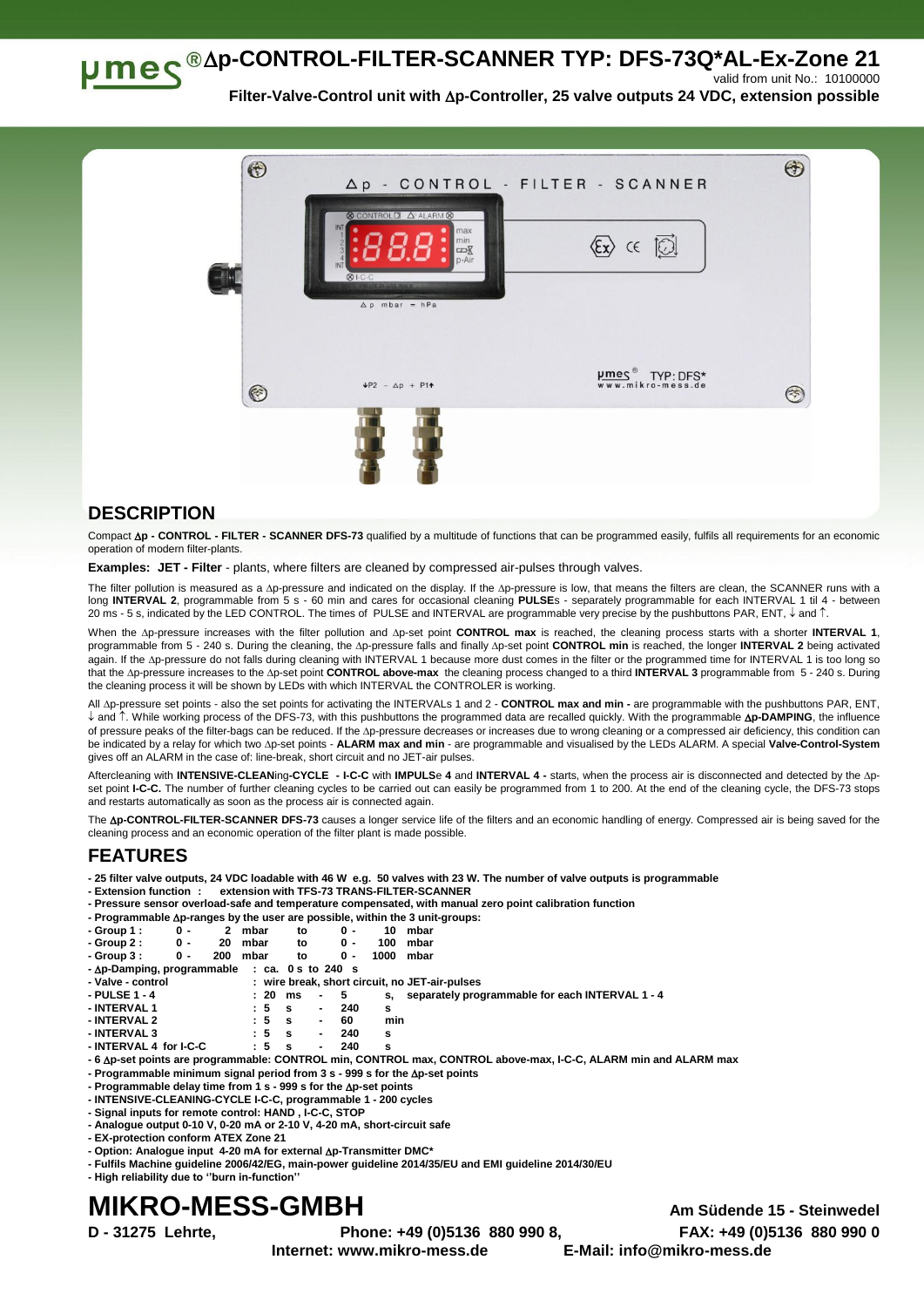# µmes®Δp-CONTROL-FILTER-SCANNER TYP: DFS-73Q*AL-Ex-Zone 21

valid from unit No.: 10100000

**Filter-Valve-Control unit with Δp-Controller, 25 valve outputs 24 VDC, extension possible**

## DESCRIPTION

Compact **Δp - CONTROL - FILTER - SCANNER DFS-73** qualified by a multitude of functions that can be programmed easily, fulfils all requirements for an economic operation of modern filter-plants.

**Examples: JET - Filter** - plants, where filters are cleaned by compressed air-pulses through valves.

The filter pollution is measured as a Δp-pressure and indicated on the display. If the Δp-pressure is low, that means the filters are clean, the SCANNER runs with a long **INTERVAL 2**, programmable from 5 s - 60 min and cares for occasional cleaning **PULSE**s - separately programmable for each INTERVAL 1 til 4 - between 20 ms - 5 s, indicated by the LED CONTROL. The times of PULSE and INTERVAL are programmable very precise by the pushbuttons PAR, ENT, ↓ and ↑.

When the Δp-pressure increases with the filter pollution and Δp-set point **CONTROL max** is reached, the cleaning process starts with a shorter **INTERVAL 1**, programmable from 5 - 240 s. During the cleaning, the Δp-pressure falls and finally Δp-set point **CONTROL min** is reached, the longer **INTERVAL 2** being activated again. If the Δp-pressure do not falls during cleaning with INTERVAL 1 because more dust comes in the filter or the programmed time for INTERVAL 1 is too long so that the Δp-pressure increases to the Δp-set point **CONTROL above-max** the cleaning process changed to a third **INTERVAL 3** programmable from 5 - 240 s. During the cleaning process it will be shown by LEDs with which INTERVAL the CONTROLER is working.

All Δp-pressure set points - also the set points for activating the INTERVALs 1 and 2 - **CONTROL max and min -** are programmable with the pushbuttons PAR, ENT, ↓ and ↑. While working process of the DFS-73, with this pushbuttons the programmed data are recalled quickly. With the programmable **Δp-DAMPING**, the influence of pressure peaks of the filter-bags can be reduced. If the Δp-pressure decreases or increases due to wrong cleaning or a compressed air deficiency, this condition can be indicated by a relay for which two Δp-set points - **ALARM max and min** - are programmable and visualised by the LEDs ALARM. A special **Valve-Control-System** gives off an ALARM in the case of: line-break, short circuit and no JET-air pulses.

Aftercleaning with **INTENSIVE-CLEAN**ing**-CYCLE - I-C-C** with **IMPULS**e **4** and **INTERVAL 4 -** starts, when the process air is disconnected and detected by the Δp-set point **I-C-C.** The number of further cleaning cycles to be carried out can easily be programmed from 1 to 200. At the end of the cleaning cycle, the DFS-73 stops and restarts automatically as soon as the process air is connected again.

The **Δp-CONTROL-FILTER-SCANNER DFS-73** causes a longer service life of the filters and an economic handling of energy. Compressed air is being saved for the cleaning process and an economic operation of the filter plant is made possible.

## FEATURES

- **25 filter valve outputs, 24 VDC loadable with 46 W e.g. 50 valves with 23 W. The number of valve outputs is programmable**
- **Extension function : extension with TFS-73 TRANS-FILTER-SCANNER**
- **Pressure sensor overload-safe and temperature compensated, with manual zero point calibration function**
- **Programmable Δp-ranges by the user are possible, within the 3 unit-groups:**
- **Group 1 : 0 - 2 mbar to 0 - 10 mbar**
- **Group 2 : 0 - 20 mbar to 0 - 100 mbar**
- **Group 3 : 0 - 200 mbar to 0 - 1000 mbar**
- **Δp-Damping, programmable : ca. 0 s to 240 s**
- **Valve - control : wire break, short circuit, no JET-air-pulses**
- **PULSE 1 - 4 : 20 ms - 5 s, separately programmable for each INTERVAL 1 - 4**
- **INTERVAL 1 : 5 s - 240 s**
- **INTERVAL 2 : 5 s - 60 min**
- **INTERVAL 3 : 5 s - 240 s**
- **INTERVAL 4 for I-C-C : 5 s - 240 s**
- **6 Δp-set points are programmable: CONTROL min, CONTROL max, CONTROL above-max, I-C-C, ALARM min and ALARM max**
- **Programmable minimum signal period from 3 s - 999 s for the Δp-set points**
- **Programmable delay time from 1 s - 999 s for the Δp-set points**
- **INTENSIVE-CLEANING-CYCLE I-C-C, programmable 1 - 200 cycles**
- **Signal inputs for remote control: HAND , I-C-C, STOP**
- **Analogue output 0-10 V, 0-20 mA or 2-10 V, 4-20 mA, short-circuit safe**
- **EX-protection conform ATEX Zone 21**
- **Option: Analogue input 4-20 mA for external Δp-Transmitter DMC***
- **Fulfils Machine guideline 2006/42/EG, main-power guideline 2014/35/EU and EMI guideline 2014/30/EU**
- **High reliability due to ''burn in-function''**

# MIKRO-MESS-GMBH

**Am Südende 15 - Steinwedel**

**D - 31275 Lehrte, Phone: +49 (0)5136 880 990 8, FAX: +49 (0)5136 880 990 0**

**Internet: www.mikro-mess.de E-Mail: info@mikro-mess.de**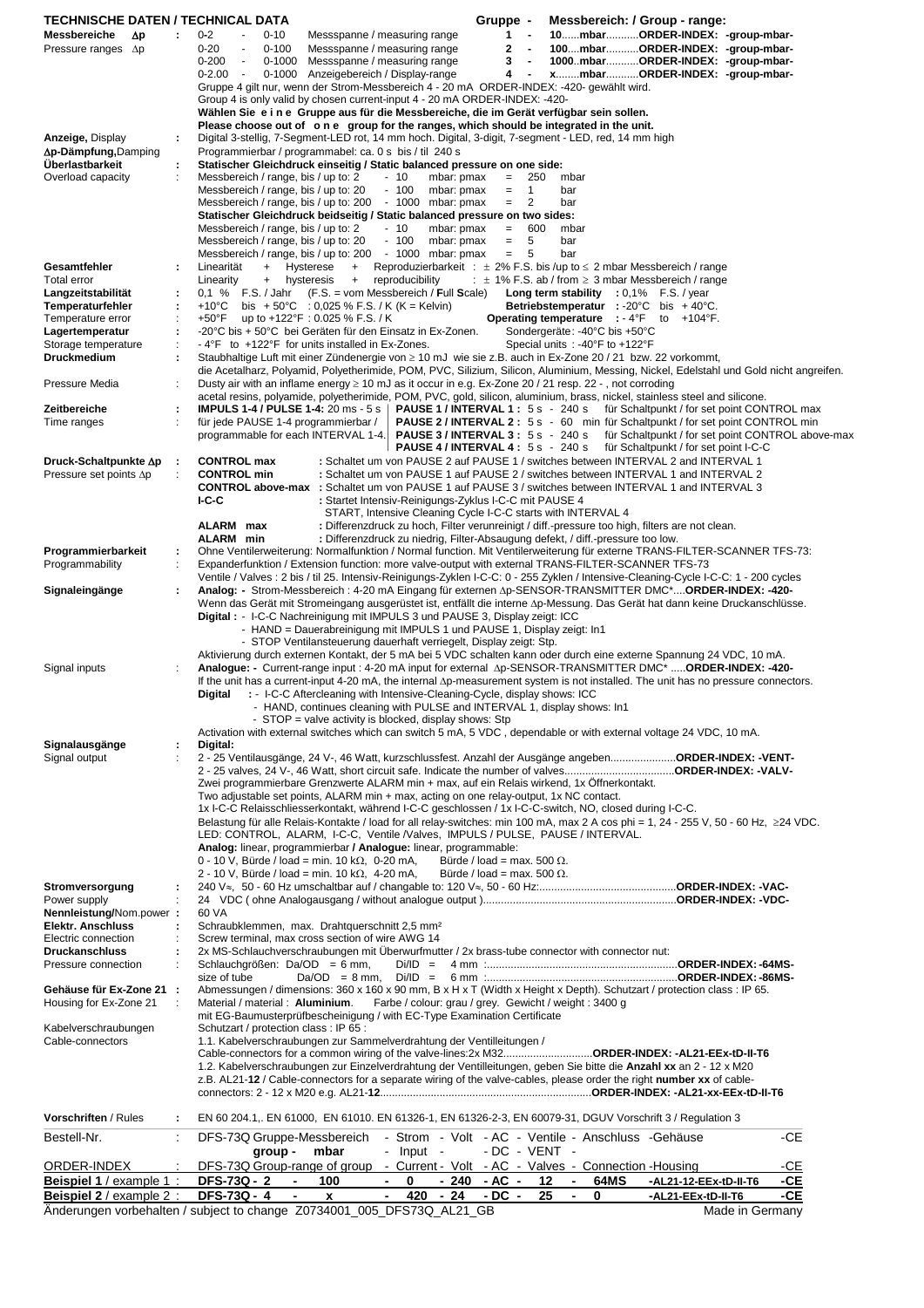## TECHNISCHE DATEN / TECHNICAL DATA

| | | | |
|---|---|---|---|
| **Messbereiche** Δp<br>Pressure ranges Δp | : | 0-2 - 0-10 Messspanne / measuring range<br>0-20 - 0-100 Messspanne / measuring range<br>0-200 - 0-1000 Messspanne / measuring range<br>0-2.00 - 0-1000 Anzeigebereich / Display-range<br>Gruppe 4 gilt nur, wenn der Strom-Messbereich 4 - 20 mA ORDER-INDEX: -420- gewählt wird.<br>Group 4 is only valid by chosen current-input 4 - 20 mA ORDER-INDEX: -420-<br>**Wählen Sie e i n e Gruppe aus für die Messbereiche, die im Gerät verfügbar sein sollen.**<br>**Please choose out of o n e group for the ranges, which should be integrated in the unit.** | **Gruppe - Messbereich: / Group - range:**<br>1 - 10......**mbar**...........**ORDER-INDEX: -group-mbar-**<br>2 - 100....**mbar**...........**ORDER-INDEX: -group-mbar-**<br>3 - 1000..**mbar**...........**ORDER-INDEX: -group-mbar-**<br>4 - x........**mbar**...........**ORDER-INDEX: -group-mbar-** |
| **Anzeige,** Display | : | Digital 3-stellig, 7-Segment-LED rot, 14 mm hoch. Digital, 3-digit, 7-segment - LED, red, 14 mm high | |
| **Δp-Dämpfung,**Damping | | Programmierbar / programmabel: ca. 0 s bis / til 240 s | |
| **Überlastbarkeit**<br>Overload capacity | : | **Statischer Gleichdruck einseitig / Static balanced pressure on one side:**<br>Messbereich / range, bis / up to: 2 - 10 mbar: pmax = 250 mbar<br>Messbereich / range, bis / up to: 20 - 100 mbar: pmax = 1 bar<br>Messbereich / range, bis / up to: 200 - 1000 mbar: pmax = 2 bar<br>**Statischer Gleichdruck beidseitig / Static balanced pressure on two sides:**<br>Messbereich / range, bis / up to: 2 - 10 mbar: pmax = 600 mbar<br>Messbereich / range, bis / up to: 20 - 100 mbar: pmax = 5 bar<br>Messbereich / range, bis / up to: 200 - 1000 mbar: pmax = 5 bar | |
| **Gesamtfehler**<br>Total error | : | Linearität + Hysterese + Reproduzierbarkeit : ± 2% F.S. bis /up to ≤ 2 mbar Messbereich / range<br>Linearity + hysteresis + reproducibility : ± 1% F.S. ab / from ≥ 3 mbar Messbereich / range | |
| **Langzeitstabilität** | : | 0,1 % F.S. / Jahr (F.S. = vom Messbereich / **F**ull **S**cale) **Long term stability : 0,1% F.S. / year** | |
| **Temperaturfehler**<br>Temperature error | : | +10°C bis + 50°C : 0,025 % F.S. / K (K = Kelvin) **Betriebstemperatur : -20°C bis + 40°C.**<br>+50°F up to +122°F : 0.025 % F.S. / K **Operating temperature : - 4°F to +104°F.** | |
| **Lagertemperatur**<br>Storage temperature | : | -20°C bis + 50°C bei Geräten für den Einsatz in Ex-Zonen. Sondergeräte: -40°C bis +50°C<br>- 4°F to +122°F for units installed in Ex-Zones. Special units : -40°F to +122°F | |
| **Druckmedium**<br>Pressure Media | : | Staubhaltige Luft mit einer Zündenergie von ≥ 10 mJ wie sie z.B. auch in Ex-Zone 20 / 21 bzw. 22 vorkommt, die Acetalharz, Polyamid, Polyetherimide, POM, PVC, Silizium, Silicon, Aluminium, Messing, Nickel, Edelstahl und Gold nicht angreifen.<br>Dusty air with an inflame energy ≥ 10 mJ as it occur in e.g. Ex-Zone 20 / 21 resp. 22 -, not corroding acetal resins, polyamide, polyetherimide, POM, PVC, gold, silicon, aluminium, brass, nickel, stainless steel and silicone. | |
| **Zeitbereiche**<br>Time ranges | : | **IMPULS 1-4 / PULSE 1-4:** 20 ms - 5 s<br>für jede PAUSE 1-4 programmierbar /<br>programmable for each INTERVAL 1-4. | **PAUSE 1 / INTERVAL 1 :** 5 s - 240 s für Schaltpunkt / for set point CONTROL max<br>**PAUSE 2 / INTERVAL 2 :** 5 s - 60 min für Schaltpunkt / for set point CONTROL min<br>**PAUSE 3 / INTERVAL 3 :** 5 s - 240 s für Schaltpunkt / for set point CONTROL above-max<br>**PAUSE 4 / INTERVAL 4 :** 5 s - 240 s für Schaltpunkt / for set point I-C-C |
| **Druck-Schaltpunkte Δp**<br>Pressure set points Δp | : | **CONTROL max** : Schaltet um von PAUSE 2 auf PAUSE 1 / switches between INTERVAL 2 and INTERVAL 1<br>**CONTROL min** : Schaltet um von PAUSE 1 auf PAUSE 2 / switches between INTERVAL 1 and INTERVAL 2<br>**CONTROL above-max** : Schaltet um von PAUSE 1 auf PAUSE 3 / switches between INTERVAL 1 and INTERVAL 3<br>**I-C-C** : Startet Intensiv-Reinigungs-Zyklus I-C-C mit PAUSE 4<br>START, Intensive Cleaning Cycle I-C-C starts with INTERVAL 4<br>**ALARM max** : Differenzdruck zu hoch, Filter verunreinigt / diff.-pressure too high, filters are not clean.<br>**ALARM min** : Differenzdruck zu niedrig, Filter-Absaugung defekt, / diff.-pressure too low. | |
| **Programmierbarkeit**<br>Programmability | : | Ohne Ventilerweiterung: Normalfunktion / Normal function. Mit Ventilerweiterung für externe TRANS-FILTER-SCANNER TFS-73:<br>Expanderfunktion / Extension function: more valve-output with external TRANS-FILTER-SCANNER TFS-73<br>Ventile / Valves : 2 bis / til 25. Intensiv-Reinigungs-Zyklen I-C-C: 0 - 255 Zyklen / Intensive-Cleaning-Cycle I-C-C: 1 - 200 cycles | |
| **Signaleingänge**<br>Signal inputs | : | **Analog: -** Strom-Messbereich : 4-20 mA Eingang für externen Δp-SENSOR-TRANSMITTER DMC\*....**ORDER-INDEX: -420-**<br>Wenn das Gerät mit Stromeingang ausgerüstet ist, entfällt die interne Δp-Messung. Das Gerät hat dann keine Druckanschlüsse.<br>**Digital :** - I-C-C Nachreinigung mit IMPULS 3 und PAUSE 3, Display zeigt: ICC<br>- HAND = Dauerabreinigung mit IMPULS 1 und PAUSE 1, Display zeigt: In1<br>- STOP Ventilansteuerung dauerhaft verriegelt, Display zeigt: Stp.<br>Aktivierung durch externen Kontakt, der 5 mA bei 5 VDC schalten kann oder durch eine externe Spannung 24 VDC, 10 mA.<br>**Analogue: -** Current-range input : 4-20 mA input for external Δp-SENSOR-TRANSMITTER DMC\* .....**ORDER-INDEX: -420-**<br>If the unit has a current-input 4-20 mA, the internal Δp-measurement system is not installed. The unit has no pressure connectors.<br>**Digital :** - I-C-C Aftercleaning with Intensive-Cleaning-Cycle, display shows: ICC<br>- HAND, continues cleaning with PULSE and INTERVAL 1, display shows: In1<br>- STOP = valve activity is blocked, display shows: Stp<br>Activation with external switches which can switch 5 mA, 5 VDC , dependable or with external voltage 24 VDC, 10 mA. | |
| **Signalausgänge**<br>Signal output | : | **Digital:**<br>2 - 25 Ventilausgänge, 24 V-, 46 Watt, kurzschlussfest. Anzahl der Ausgänge angeben......................**ORDER-INDEX: -VENT-**<br>2 - 25 valves, 24 V-, 46 Watt, short circuit safe. Indicate the number of valves....................................**ORDER-INDEX: -VALV-**<br>Zwei programmierbare Grenzwerte ALARM min + max, auf ein Relais wirkend, 1x Öffnerkontakt.<br>Two adjustable set points, ALARM min + max, acting on one relay-output, 1x NC contact.<br>1x I-C-C Relaisschliesserkontakt, während I-C-C geschlossen / 1x I-C-C-switch, NO, closed during I-C-C.<br>Belastung für alle Relais-Kontakte / load for all relay-switches: min 100 mA, max 2 A cos phi = 1, 24 - 255 V, 50 - 60 Hz, ≥24 VDC.<br>LED: CONTROL, ALARM, I-C-C, Ventile /Valves, IMPULS / PULSE, PAUSE / INTERVAL.<br>**Analog:** linear, programmierbar **/ Analogue:** linear, programmable:<br>0 - 10 V, Bürde / load = min. 10 kΩ, 0-20 mA, Bürde / load = max. 500 Ω.<br>2 - 10 V, Bürde / load = min. 10 kΩ, 4-20 mA, Bürde / load = max. 500 Ω. | |
| **Stromversorgung**<br>Power supply | : | 240 V≈, 50 - 60 Hz umschaltbar auf / changable to: 120 V≈, 50 - 60 Hz:..............................................**ORDER-INDEX: -VAC-**<br>24 VDC ( ohne Analogausgang / without analogue output )...............................................................**ORDER-INDEX: -VDC-** | |
| **Nennleistung/**Nom.power | : | 60 VA | |
| **Elektr. Anschluss**<br>Electric connection | : | Schraubklemmen, max. Drahtquerschnitt 2,5 mm²<br>Screw terminal, max cross section of wire AWG 14 | |
| **Druckanschluss**<br>Pressure connection | : | 2x MS-Schlauchverschraubungen mit Überwurfmutter / 2x brass-tube connector with connector nut:<br>Schlauchgrößen: Da/OD = 6 mm, Di/ID = 4 mm :.............................................................**ORDER-INDEX: -64MS-**<br>size of tube Da/OD = 8 mm, Di/ID = 6 mm :.............................................................**ORDER-INDEX: -86MS-** | |
| **Gehäuse für Ex-Zone 21**<br>Housing for Ex-Zone 21 | : | Abmessungen / dimensions: 360 x 160 x 90 mm, B x H x T (Width x Height x Depth). Schutzart / protection class : IP 65.<br>Material / material : **Aluminium**. Farbe / colour: grau / grey. Gewicht / weight : 3400 g<br>mit EG-Baumusterprüfbescheinigung / with EC-Type Examination Certificate | |
| Kabelverschraubungen<br>Cable-connectors | | Schutzart / protection class : IP 65 :<br>1.1. Kabelverschraubungen zur Sammelverdrahtung der Ventilleitungen /<br>Cable-connectors for a common wiring of the valve-lines:2x M32..............................**ORDER-INDEX: -AL21-EEx-tD-II-T6**<br>1.2. Kabelverschraubungen zur Einzelverdrahtung der Ventilleitungen, geben Sie bitte die **Anzahl xx** an 2 - 12 x M20<br>z.B. AL21-**12** / Cable-connectors for a separate wiring of the valve-cables, please order the right **number xx** of cable-connectors: 2 - 12 x M20 e.g. AL21-**12**......................................................................**ORDER-INDEX: -AL21-xx-EEx-tD-II-T6** | |
| **Vorschriften** / Rules | : | EN 60 204.1,. EN 61000, EN 61010. EN 61326-1, EN 61326-2-3, EN 60079-31, DGUV Vorschrift 3 / Regulation 3 | |

| | | | | | | | | | |
|---|---|---|---|---|---|---|---|---|---|
| Bestell-Nr. | : | DFS-73Q Gruppe-Messbereich<br>**group - mbar** | - Strom<br>- Input - | - Volt | - AC<br>- DC | - Ventile<br>- VENT - | - Anschluss | -Gehäuse | -CE |
| ORDER-INDEX | : | DFS-73Q Group-range of group | - Current | - Volt | - AC | - Valves | - Connection | -Housing | -CE |
| **Beispiel 1** / example 1 | : | **DFS-73Q - 2 - 100** | **- 0** | **- 240** | **- AC -** | **12** | **- 64MS** | **-AL21-12-EEx-tD-II-T6** | **-CE** |
| **Beispiel 2** / example 2 | : | **DFS-73Q - 4 - x** | **- 420** | **- 24** | **- DC -** | **25** | **- 0** | **-AL21-EEx-tD-II-T6** | **-CE** |

Änderungen vorbehalten / subject to change Z0734001_005_DFS73Q_AL21_GB Made in Germany